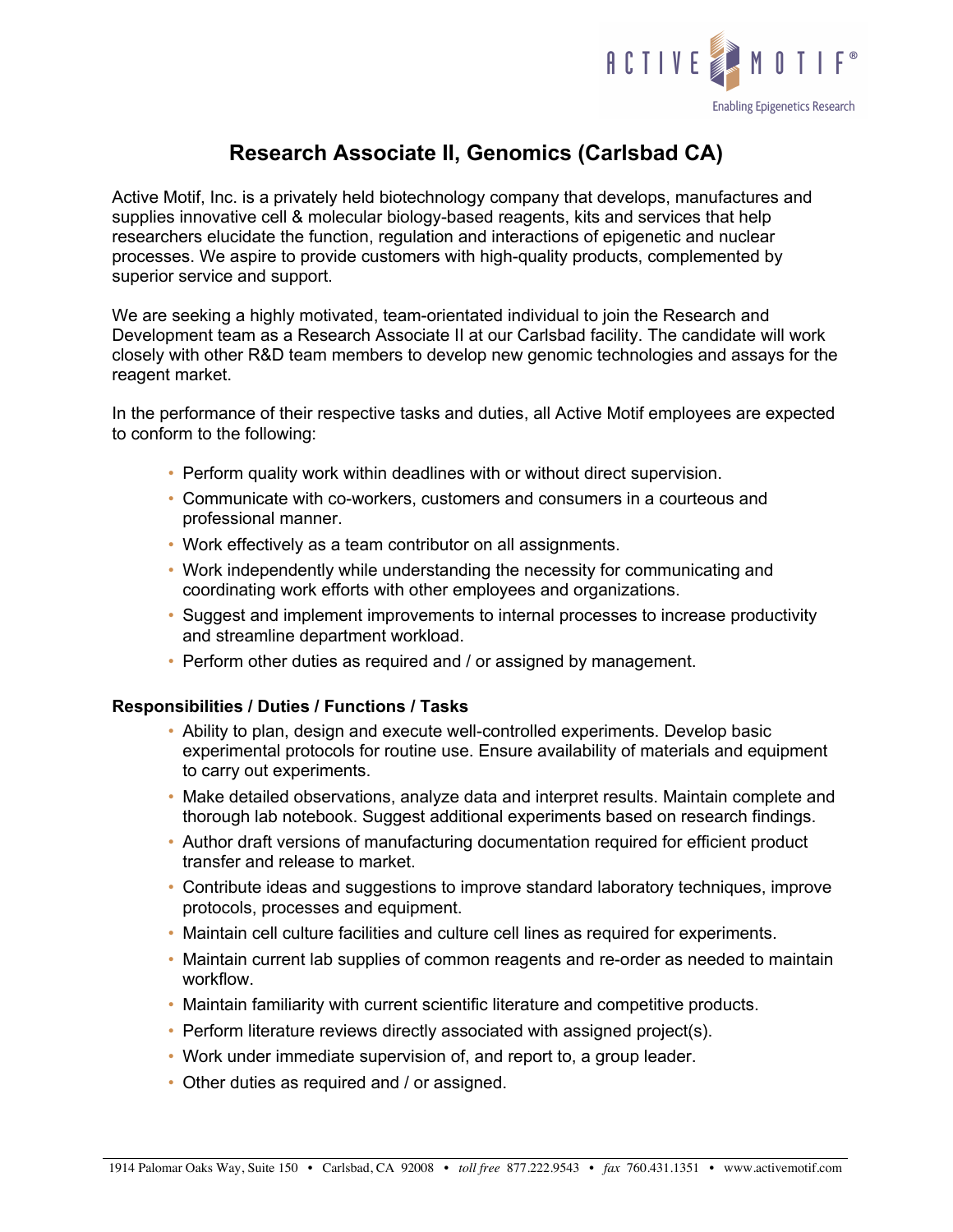ACTIVE MOTIF®

Enabling Epigenetics Research

# Research Associate II, Genomics (Carlsbad CA)

Active Motif, Inc. is a privately held biotechnology company that develops, manufactures and supplies innovative cell & molecular biology-based reagents, kits and services that help researchers elucidate the function, regulation and interactions of epigenetic and nuclear processes. We aspire to provide customers with high-quality products, complemented by superior service and support.

We are seeking a highly motivated, team-orientated individual to join the Research and Development team as a Research Associate II at our Carlsbad facility. The candidate will work closely with other R&D team members to develop new genomic technologies and assays for the reagent market.

In the performance of their respective tasks and duties, all Active Motif employees are expected to conform to the following:

- Perform quality work within deadlines with or without direct supervision.
- Communicate with co-workers, customers and consumers in a courteous and professional manner.
- Work effectively as a team contributor on all assignments.
- Work independently while understanding the necessity for communicating and coordinating work efforts with other employees and organizations.
- Suggest and implement improvements to internal processes to increase productivity and streamline department workload.
- Perform other duties as required and / or assigned by management.

**Responsibilities / Duties / Functions / Tasks**

- Ability to plan, design and execute well-controlled experiments. Develop basic experimental protocols for routine use. Ensure availability of materials and equipment to carry out experiments.
- Make detailed observations, analyze data and interpret results. Maintain complete and thorough lab notebook. Suggest additional experiments based on research findings.
- Author draft versions of manufacturing documentation required for efficient product transfer and release to market.
- Contribute ideas and suggestions to improve standard laboratory techniques, improve protocols, processes and equipment.
- Maintain cell culture facilities and culture cell lines as required for experiments.
- Maintain current lab supplies of common reagents and re-order as needed to maintain workflow.
- Maintain familiarity with current scientific literature and competitive products.
- Perform literature reviews directly associated with assigned project(s).
- Work under immediate supervision of, and report to, a group leader.
- Other duties as required and / or assigned.

1914 Palomar Oaks Way, Suite 150 • Carlsbad, CA 92008 • *toll free* 877.222.9543 • *fax* 760.431.1351 • www.activemotif.com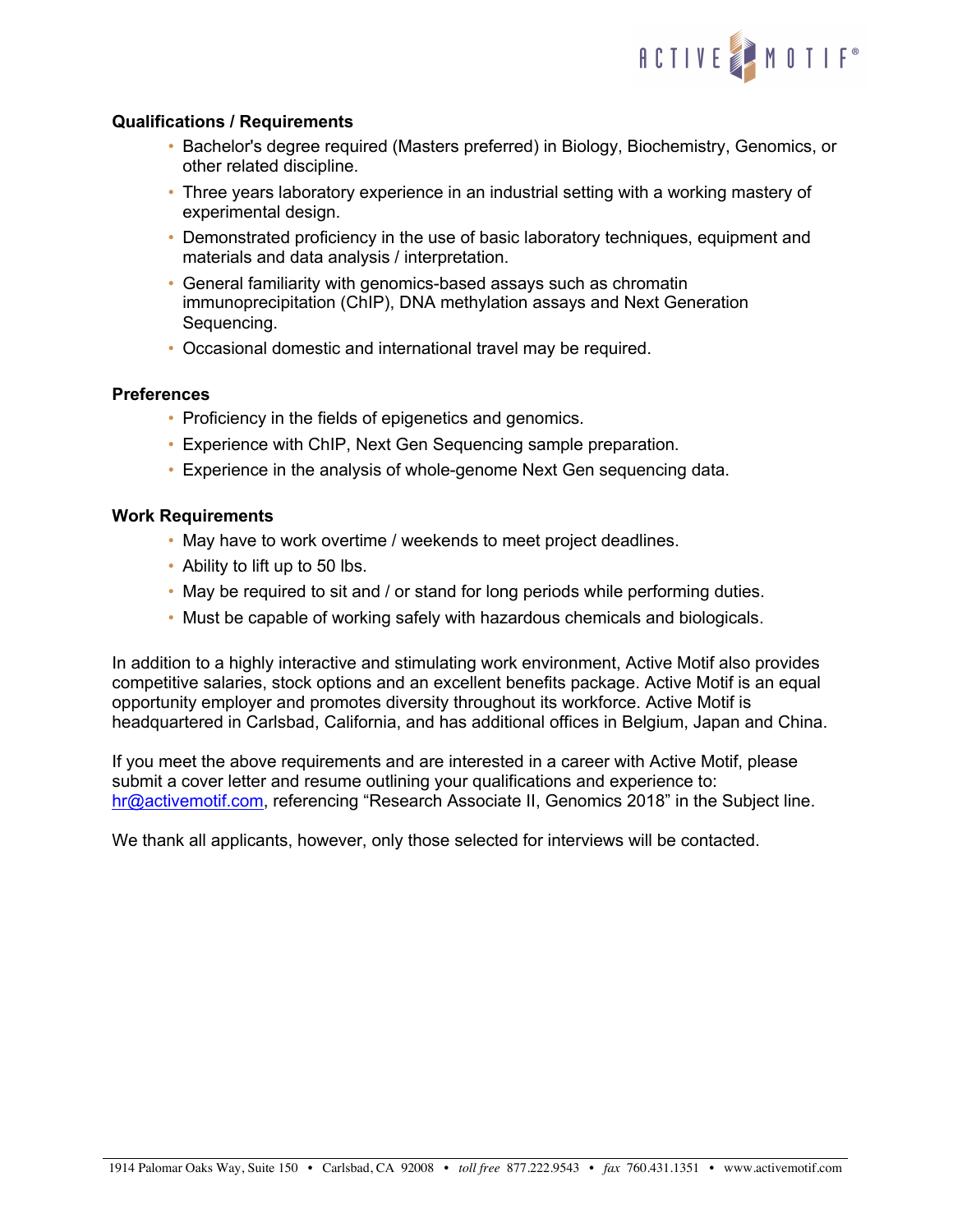**Qualifications / Requirements**

- Bachelor's degree required (Masters preferred) in Biology, Biochemistry, Genomics, or other related discipline.
- Three years laboratory experience in an industrial setting with a working mastery of experimental design.
- Demonstrated proficiency in the use of basic laboratory techniques, equipment and materials and data analysis / interpretation.
- General familiarity with genomics-based assays such as chromatin immunoprecipitation (ChIP), DNA methylation assays and Next Generation Sequencing.
- Occasional domestic and international travel may be required.

**Preferences**

- Proficiency in the fields of epigenetics and genomics.
- Experience with ChIP, Next Gen Sequencing sample preparation.
- Experience in the analysis of whole-genome Next Gen sequencing data.

**Work Requirements**

- May have to work overtime / weekends to meet project deadlines.
- Ability to lift up to 50 lbs.
- May be required to sit and / or stand for long periods while performing duties.
- Must be capable of working safely with hazardous chemicals and biologicals.

In addition to a highly interactive and stimulating work environment, Active Motif also provides competitive salaries, stock options and an excellent benefits package. Active Motif is an equal opportunity employer and promotes diversity throughout its workforce. Active Motif is headquartered in Carlsbad, California, and has additional offices in Belgium, Japan and China.

If you meet the above requirements and are interested in a career with Active Motif, please submit a cover letter and resume outlining your qualifications and experience to: hr@activemotif.com, referencing "Research Associate II, Genomics 2018" in the Subject line.

We thank all applicants, however, only those selected for interviews will be contacted.